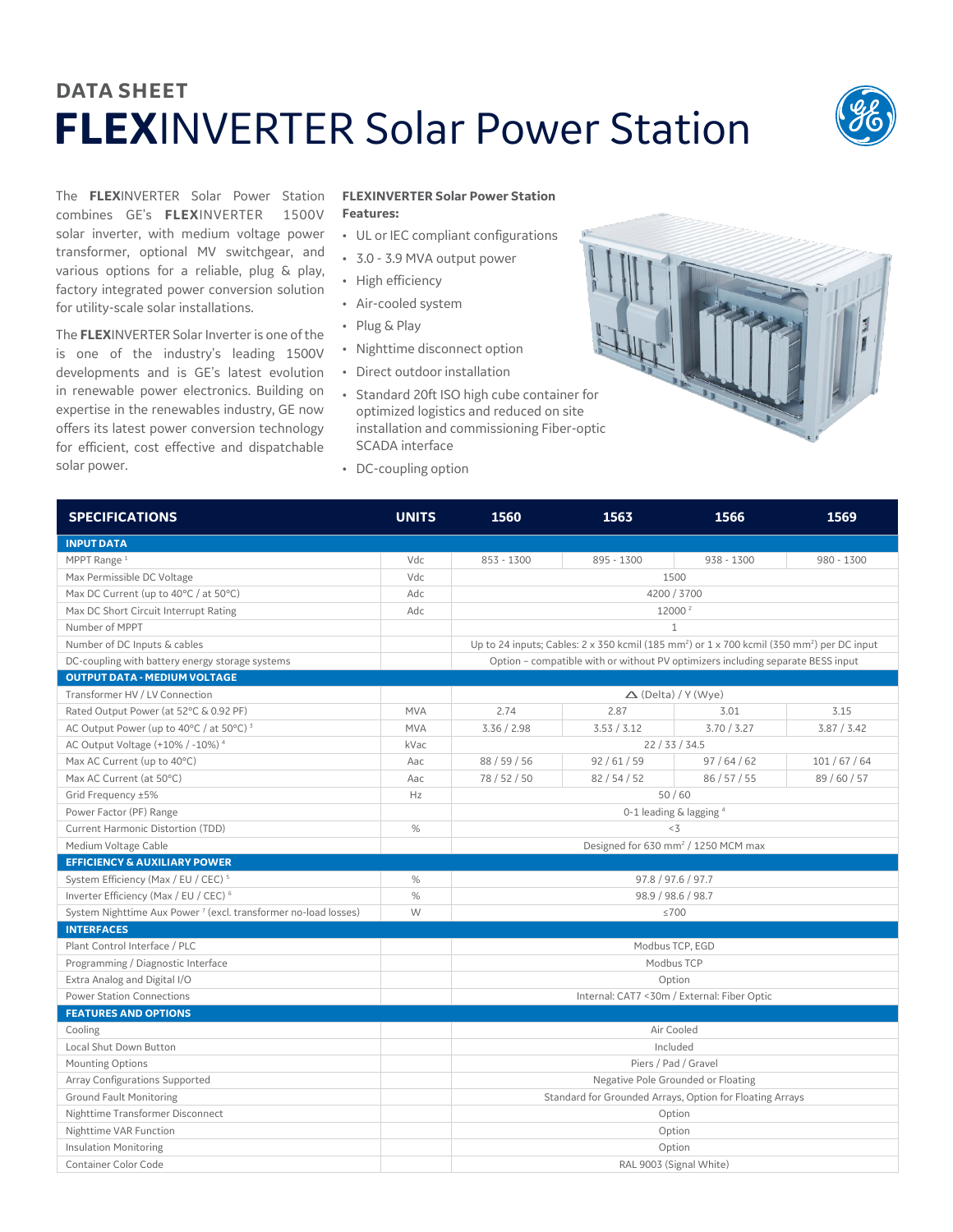## DATA SHEET

# FLEXINVERTER Solar Power Station

The **FLEX**INVERTER Solar Power Station combines GE's **FLEX**INVERTER 1500V solar inverter, with medium voltage power transformer, optional MV switchgear, and various options for a reliable, plug & play, factory integrated power conversion solution for utility-scale solar installations.

The **FLEX**INVERTER Solar Inverter is one of the is one of the industry's leading 1500V developments and is GE's latest evolution in renewable power electronics. Building on expertise in the renewables industry, GE now offers its latest power conversion technology for efficient, cost effective and dispatchable solar power.

**FLEXINVERTER Solar Power Station Features:**

- UL or IEC compliant configurations
- 3.0 - 3.9 MVA output power
- High efficiency
- Air-cooled system
- Plug & Play
- Nighttime disconnect option
- Direct outdoor installation
- Standard 20ft ISO high cube container for optimized logistics and reduced on site installation and commissioning Fiber-optic SCADA interface
- DC-coupling option

| SPECIFICATIONS | UNITS | 1560 | 1563 | 1566 | 1569 |
|---|---|---|---|---|---|
| **INPUT DATA** | | | | | |
| MPPT Range [1] | Vdc | 853 - 1300 | 895 - 1300 | 938 - 1300 | 980 - 1300 |
| Max Permissible DC Voltage | Vdc | 1500 | | | |
| Max DC Current (up to 40°C / at 50°C) | Adc | 4200 / 3700 | | | |
| Max DC Short Circuit Interrupt Rating | Adc | 12000 [2] | | | |
| Number of MPPT | | 1 | | | |
| Number of DC Inputs & cables | | Up to 24 inputs; Cables: 2 x 350 kcmil (185 mm²) or 1 x 700 kcmil (350 mm²) per DC input | | | |
| DC-coupling with battery energy storage systems | | Option – compatible with or without PV optimizers including separate BESS input | | | |
| **OUTPUT DATA - MEDIUM VOLTAGE** | | | | | |
| Transformer HV / LV Connection | | △ (Delta) / Y (Wye) | | | |
| Rated Output Power (at 52°C & 0.92 PF) | MVA | 2.74 | 2.87 | 3.01 | 3.15 |
| AC Output Power (up to 40°C / at 50°C) [3] | MVA | 3.36 / 2.98 | 3.53 / 3.12 | 3.70 / 3.27 | 3.87 / 3.42 |
| AC Output Voltage (+10% / -10%) [4] | kVac | 22 / 33 / 34.5 | | | |
| Max AC Current (up to 40°C) | Aac | 88 / 59 / 56 | 92 / 61 / 59 | 97 / 64 / 62 | 101 / 67 / 64 |
| Max AC Current (at 50°C) | Aac | 78 / 52 / 50 | 82 / 54 / 52 | 86 / 57 / 55 | 89 / 60 / 57 |
| Grid Frequency ±5% | Hz | 50 / 60 | | | |
| Power Factor (PF) Range | | 0-1 leading & lagging [4] | | | |
| Current Harmonic Distortion (TDD) | % | <3 | | | |
| Medium Voltage Cable | | Designed for 630 mm² / 1250 MCM max | | | |
| **EFFICIENCY & AUXILIARY POWER** | | | | | |
| System Efficiency (Max / EU / CEC) [5] | % | 97.8 / 97.6 / 97.7 | | | |
| Inverter Efficiency (Max / EU / CEC) [6] | % | 98.9 / 98.6 / 98.7 | | | |
| System Nighttime Aux Power [7] (excl. transformer no-load losses) | W | ≤700 | | | |
| **INTERFACES** | | | | | |
| Plant Control Interface / PLC | | Modbus TCP, EGD | | | |
| Programming / Diagnostic Interface | | Modbus TCP | | | |
| Extra Analog and Digital I/O | | Option | | | |
| Power Station Connections | | Internal: CAT7 <30m / External: Fiber Optic | | | |
| **FEATURES AND OPTIONS** | | | | | |
| Cooling | | Air Cooled | | | |
| Local Shut Down Button | | Included | | | |
| Mounting Options | | Piers / Pad / Gravel | | | |
| Array Configurations Supported | | Negative Pole Grounded or Floating | | | |
| Ground Fault Monitoring | | Standard for Grounded Arrays, Option for Floating Arrays | | | |
| Nighttime Transformer Disconnect | | Option | | | |
| Nighttime VAR Function | | Option | | | |
| Insulation Monitoring | | Option | | | |
| Container Color Code | | RAL 9003 (Signal White) | | | |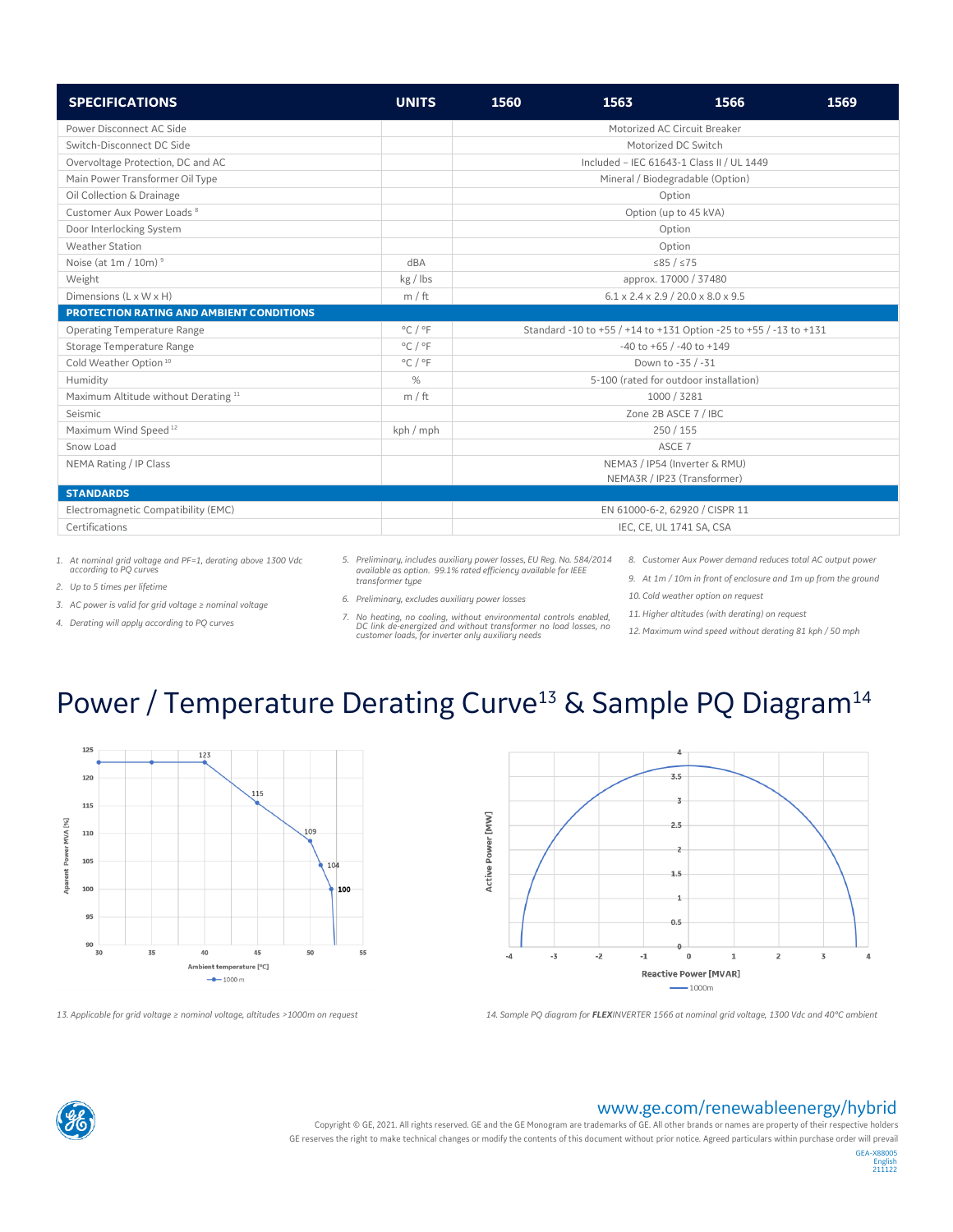| SPECIFICATIONS | UNITS | 1560 | 1563 | 1566 | 1569 |
|---|---|---|---|---|---|
| Power Disconnect AC Side | | Motorized AC Circuit Breaker | | | |
| Switch-Disconnect DC Side | | Motorized DC Switch | | | |
| Overvoltage Protection, DC and AC | | Included – IEC 61643-1 Class II / UL 1449 | | | |
| Main Power Transformer Oil Type | | Mineral / Biodegradable (Option) | | | |
| Oil Collection & Drainage | | Option | | | |
| Customer Aux Power Loads [8] | | Option (up to 45 kVA) | | | |
| Door Interlocking System | | Option | | | |
| Weather Station | | Option | | | |
| Noise (at 1m / 10m) [9] | dBA | ≤85 / ≤75 | | | |
| Weight | kg / lbs | approx. 17000 / 37480 | | | |
| Dimensions (L x W x H) | m / ft | 6.1 x 2.4 x 2.9 / 20.0 x 8.0 x 9.5 | | | |
| **PROTECTION RATING AND AMBIENT CONDITIONS** | | | | | |
| Operating Temperature Range | °C / °F | Standard -10 to +55 / +14 to +131 Option -25 to +55 / -13 to +131 | | | |
| Storage Temperature Range | °C / °F | -40 to +65 / -40 to +149 | | | |
| Cold Weather Option [10] | °C / °F | Down to -35 / -31 | | | |
| Humidity | % | 5-100 (rated for outdoor installation) | | | |
| Maximum Altitude without Derating [11] | m / ft | 1000 / 3281 | | | |
| Seismic | | Zone 2B ASCE 7 / IBC | | | |
| Maximum Wind Speed [12] | kph / mph | 250 / 155 | | | |
| Snow Load | | ASCE 7 | | | |
| NEMA Rating / IP Class | | NEMA3 / IP54 (Inverter & RMU) NEMA3R / IP23 (Transformer) | | | |
| **STANDARDS** | | | | | |
| Electromagnetic Compatibility (EMC) | | EN 61000-6-2, 62920 / CISPR 11 | | | |
| Certifications | | IEC, CE, UL 1741 SA, CSA | | | |

1. *At nominal grid voltage and PF=1, derating above 1300 Vdc according to PQ curves*
2. *Up to 5 times per lifetime*
3. *AC power is valid for grid voltage ≥ nominal voltage*
4. *Derating will apply according to PQ curves*
5. *Preliminary, includes auxiliary power losses, EU Reg. No. 584/2014 available as option. 99.1% rated efficiency available for IEEE transformer type*
6. *Preliminary, excludes auxiliary power losses*
7. *No heating, no cooling, without environmental controls enabled, DC link de-energized and without transformer no load losses, no customer loads, for inverter only auxiliary needs*
8. *Customer Aux Power demand reduces total AC output power*
9. *At 1m / 10m in front of enclosure and 1m up from the ground*
10. *Cold weather option on request*
11. *Higher altitudes (with derating) on request*
12. *Maximum wind speed without derating 81 kph / 50 mph*

# Power / Temperature Derating Curve[13] & Sample PQ Diagram[14]

Aparent Power MVA [%]
125
120
115
110
105
100
95
90
123
115
109
104
100
30 35 40 45 50 55
Ambient temperature [°C]
1000 m

*13. Applicable for grid voltage ≥ nominal voltage, altitudes >1000m on request*

Active Power [MW]
4
3.5
3
2.5
2
1.5
1
0.5
0
-4 -3 -2 -1 0 1 2 3 4
Reactive Power [MVAR]
1000m

*14. Sample PQ diagram for **FLEX**INVERTER 1566 at nominal grid voltage, 1300 Vdc and 40°C ambient*

www.ge.com/renewableenergy/hybrid

Copyright © GE, 2021. All rights reserved. GE and the GE Monogram are trademarks of GE. All other brands or names are property of their respective holders
GE reserves the right to make technical changes or modify the contents of this document without prior notice. Agreed particulars within purchase order will prevail

GEA-X88005
English
211122